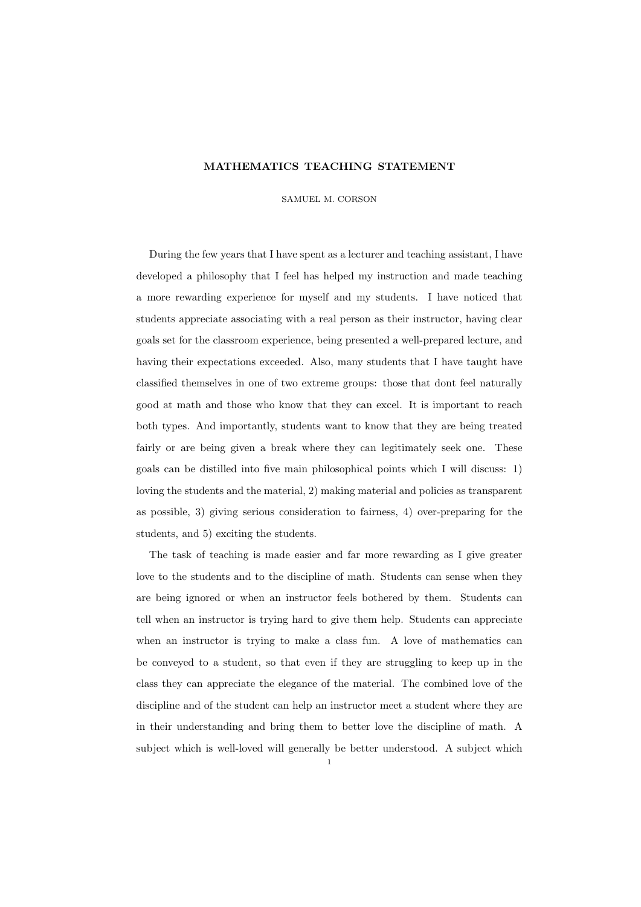# MATHEMATICS TEACHING STATEMENT

SAMUEL M. CORSON

During the few years that I have spent as a lecturer and teaching assistant, I have developed a philosophy that I feel has helped my instruction and made teaching a more rewarding experience for myself and my students. I have noticed that students appreciate associating with a real person as their instructor, having clear goals set for the classroom experience, being presented a well-prepared lecture, and having their expectations exceeded. Also, many students that I have taught have classified themselves in one of two extreme groups: those that dont feel naturally good at math and those who know that they can excel. It is important to reach both types. And importantly, students want to know that they are being treated fairly or are being given a break where they can legitimately seek one. These goals can be distilled into five main philosophical points which I will discuss: 1) loving the students and the material, 2) making material and policies as transparent as possible, 3) giving serious consideration to fairness, 4) over-preparing for the students, and 5) exciting the students.

The task of teaching is made easier and far more rewarding as I give greater love to the students and to the discipline of math. Students can sense when they are being ignored or when an instructor feels bothered by them. Students can tell when an instructor is trying hard to give them help. Students can appreciate when an instructor is trying to make a class fun. A love of mathematics can be conveyed to a student, so that even if they are struggling to keep up in the class they can appreciate the elegance of the material. The combined love of the discipline and of the student can help an instructor meet a student where they are in their understanding and bring them to better love the discipline of math. A subject which is well-loved will generally be better understood. A subject which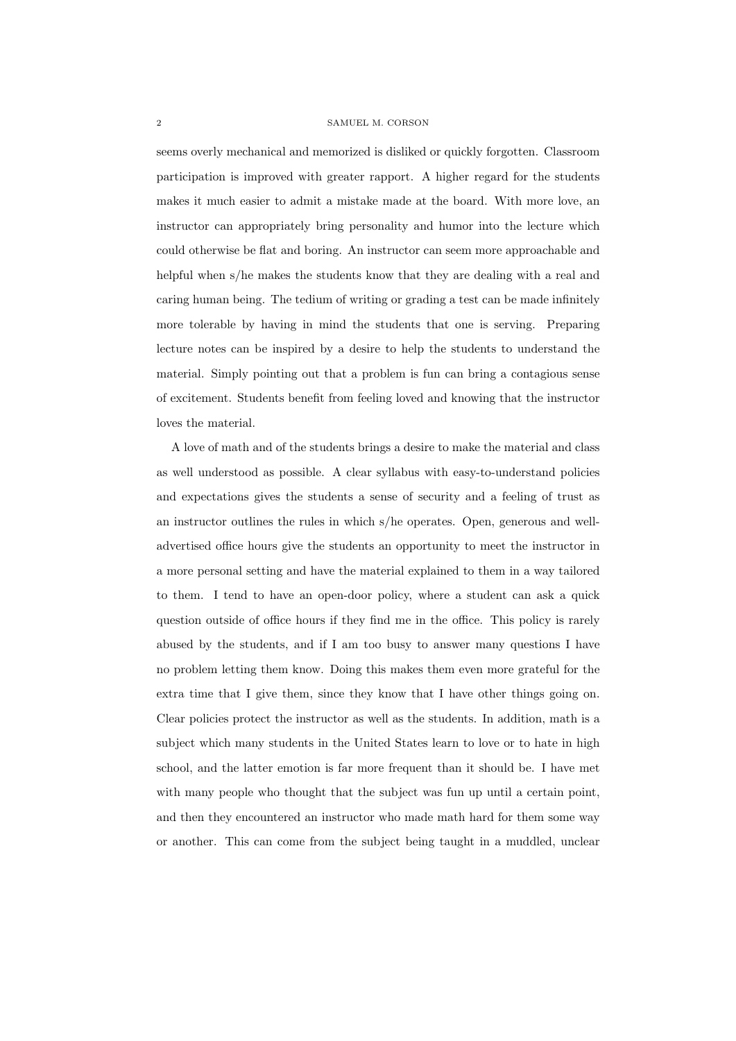seems overly mechanical and memorized is disliked or quickly forgotten. Classroom participation is improved with greater rapport. A higher regard for the students makes it much easier to admit a mistake made at the board. With more love, an instructor can appropriately bring personality and humor into the lecture which could otherwise be flat and boring. An instructor can seem more approachable and helpful when s/he makes the students know that they are dealing with a real and caring human being. The tedium of writing or grading a test can be made infinitely more tolerable by having in mind the students that one is serving. Preparing lecture notes can be inspired by a desire to help the students to understand the material. Simply pointing out that a problem is fun can bring a contagious sense of excitement. Students benefit from feeling loved and knowing that the instructor loves the material.

A love of math and of the students brings a desire to make the material and class as well understood as possible. A clear syllabus with easy-to-understand policies and expectations gives the students a sense of security and a feeling of trust as an instructor outlines the rules in which s/he operates. Open, generous and well-advertised office hours give the students an opportunity to meet the instructor in a more personal setting and have the material explained to them in a way tailored to them. I tend to have an open-door policy, where a student can ask a quick question outside of office hours if they find me in the office. This policy is rarely abused by the students, and if I am too busy to answer many questions I have no problem letting them know. Doing this makes them even more grateful for the extra time that I give them, since they know that I have other things going on. Clear policies protect the instructor as well as the students. In addition, math is a subject which many students in the United States learn to love or to hate in high school, and the latter emotion is far more frequent than it should be. I have met with many people who thought that the subject was fun up until a certain point, and then they encountered an instructor who made math hard for them some way or another. This can come from the subject being taught in a muddled, unclear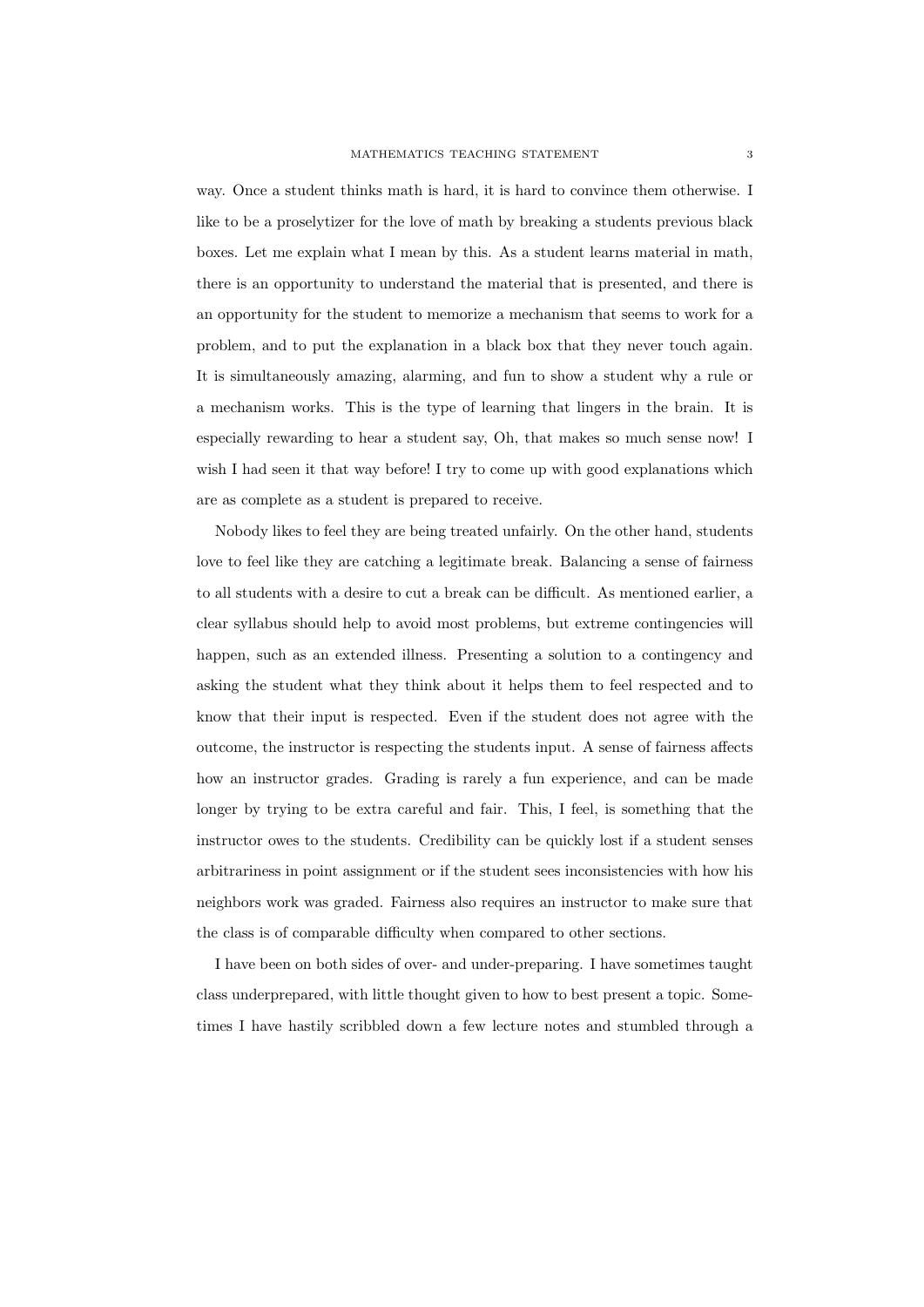way. Once a student thinks math is hard, it is hard to convince them otherwise. I like to be a proselytizer for the love of math by breaking a students previous black boxes. Let me explain what I mean by this. As a student learns material in math, there is an opportunity to understand the material that is presented, and there is an opportunity for the student to memorize a mechanism that seems to work for a problem, and to put the explanation in a black box that they never touch again. It is simultaneously amazing, alarming, and fun to show a student why a rule or a mechanism works. This is the type of learning that lingers in the brain. It is especially rewarding to hear a student say, Oh, that makes so much sense now! I wish I had seen it that way before! I try to come up with good explanations which are as complete as a student is prepared to receive.

Nobody likes to feel they are being treated unfairly. On the other hand, students love to feel like they are catching a legitimate break. Balancing a sense of fairness to all students with a desire to cut a break can be difficult. As mentioned earlier, a clear syllabus should help to avoid most problems, but extreme contingencies will happen, such as an extended illness. Presenting a solution to a contingency and asking the student what they think about it helps them to feel respected and to know that their input is respected. Even if the student does not agree with the outcome, the instructor is respecting the students input. A sense of fairness affects how an instructor grades. Grading is rarely a fun experience, and can be made longer by trying to be extra careful and fair. This, I feel, is something that the instructor owes to the students. Credibility can be quickly lost if a student senses arbitrariness in point assignment or if the student sees inconsistencies with how his neighbors work was graded. Fairness also requires an instructor to make sure that the class is of comparable difficulty when compared to other sections.

I have been on both sides of over- and under-preparing. I have sometimes taught class underprepared, with little thought given to how to best present a topic. Sometimes I have hastily scribbled down a few lecture notes and stumbled through a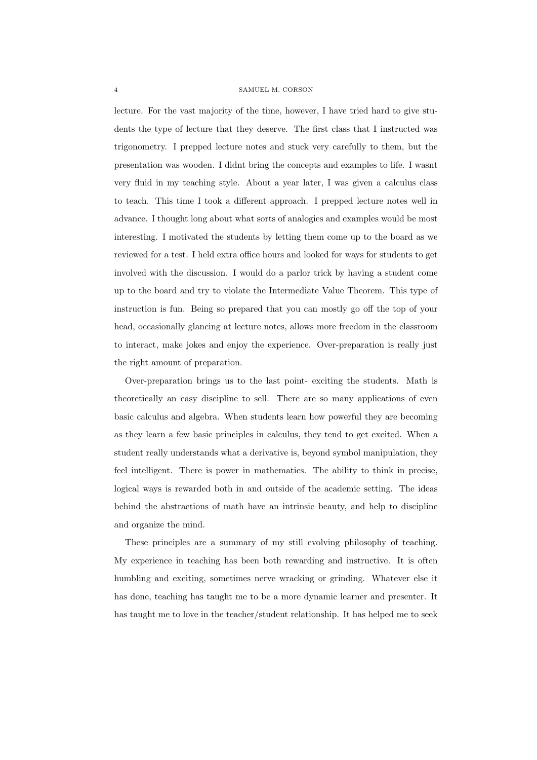lecture. For the vast majority of the time, however, I have tried hard to give students the type of lecture that they deserve. The first class that I instructed was trigonometry. I prepped lecture notes and stuck very carefully to them, but the presentation was wooden. I didnt bring the concepts and examples to life. I wasnt very fluid in my teaching style. About a year later, I was given a calculus class to teach. This time I took a different approach. I prepped lecture notes well in advance. I thought long about what sorts of analogies and examples would be most interesting. I motivated the students by letting them come up to the board as we reviewed for a test. I held extra office hours and looked for ways for students to get involved with the discussion. I would do a parlor trick by having a student come up to the board and try to violate the Intermediate Value Theorem. This type of instruction is fun. Being so prepared that you can mostly go off the top of your head, occasionally glancing at lecture notes, allows more freedom in the classroom to interact, make jokes and enjoy the experience. Over-preparation is really just the right amount of preparation.

Over-preparation brings us to the last point- exciting the students. Math is theoretically an easy discipline to sell. There are so many applications of even basic calculus and algebra. When students learn how powerful they are becoming as they learn a few basic principles in calculus, they tend to get excited. When a student really understands what a derivative is, beyond symbol manipulation, they feel intelligent. There is power in mathematics. The ability to think in precise, logical ways is rewarded both in and outside of the academic setting. The ideas behind the abstractions of math have an intrinsic beauty, and help to discipline and organize the mind.

These principles are a summary of my still evolving philosophy of teaching. My experience in teaching has been both rewarding and instructive. It is often humbling and exciting, sometimes nerve wracking or grinding. Whatever else it has done, teaching has taught me to be a more dynamic learner and presenter. It has taught me to love in the teacher/student relationship. It has helped me to seek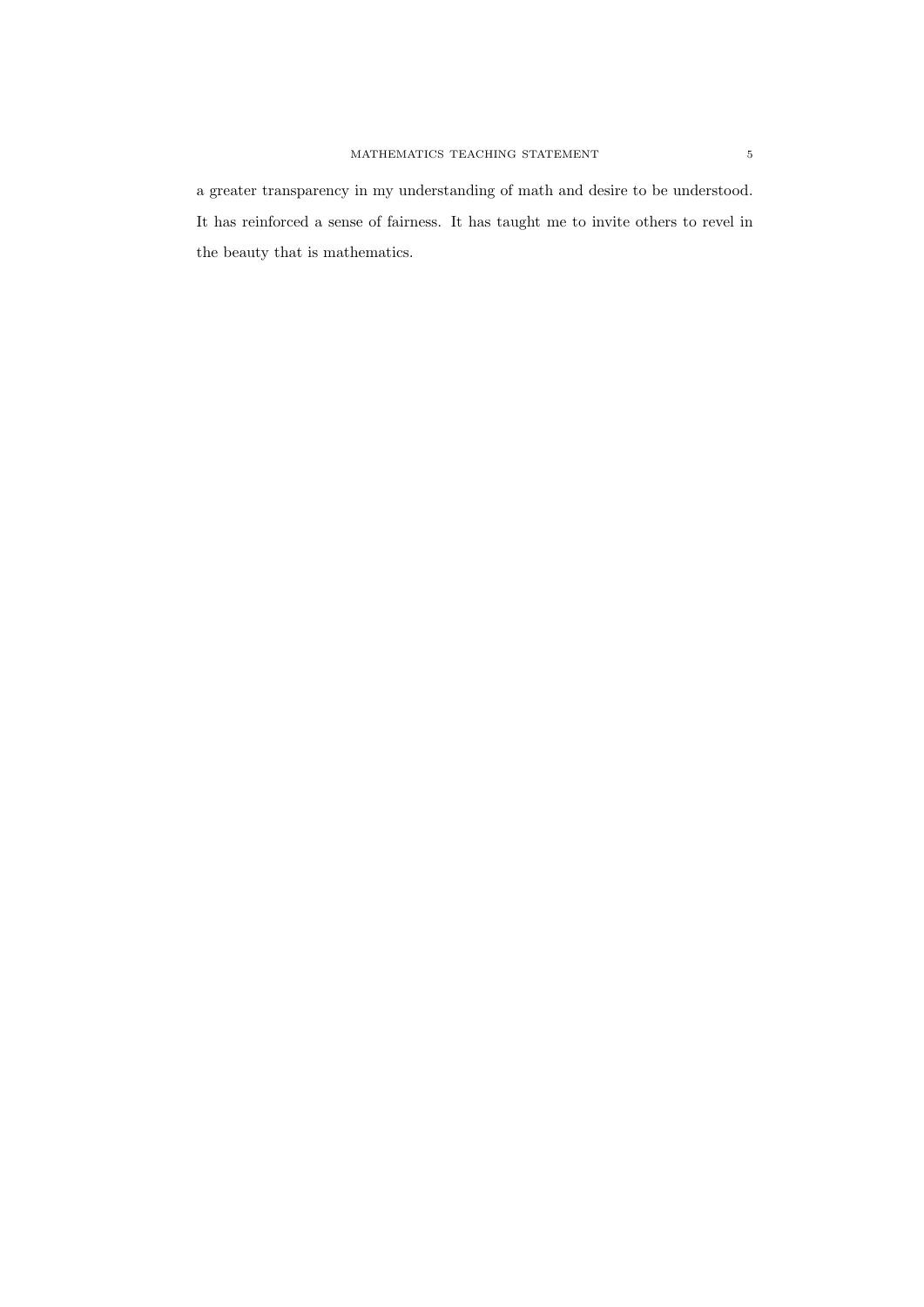a greater transparency in my understanding of math and desire to be understood. It has reinforced a sense of fairness. It has taught me to invite others to revel in the beauty that is mathematics.